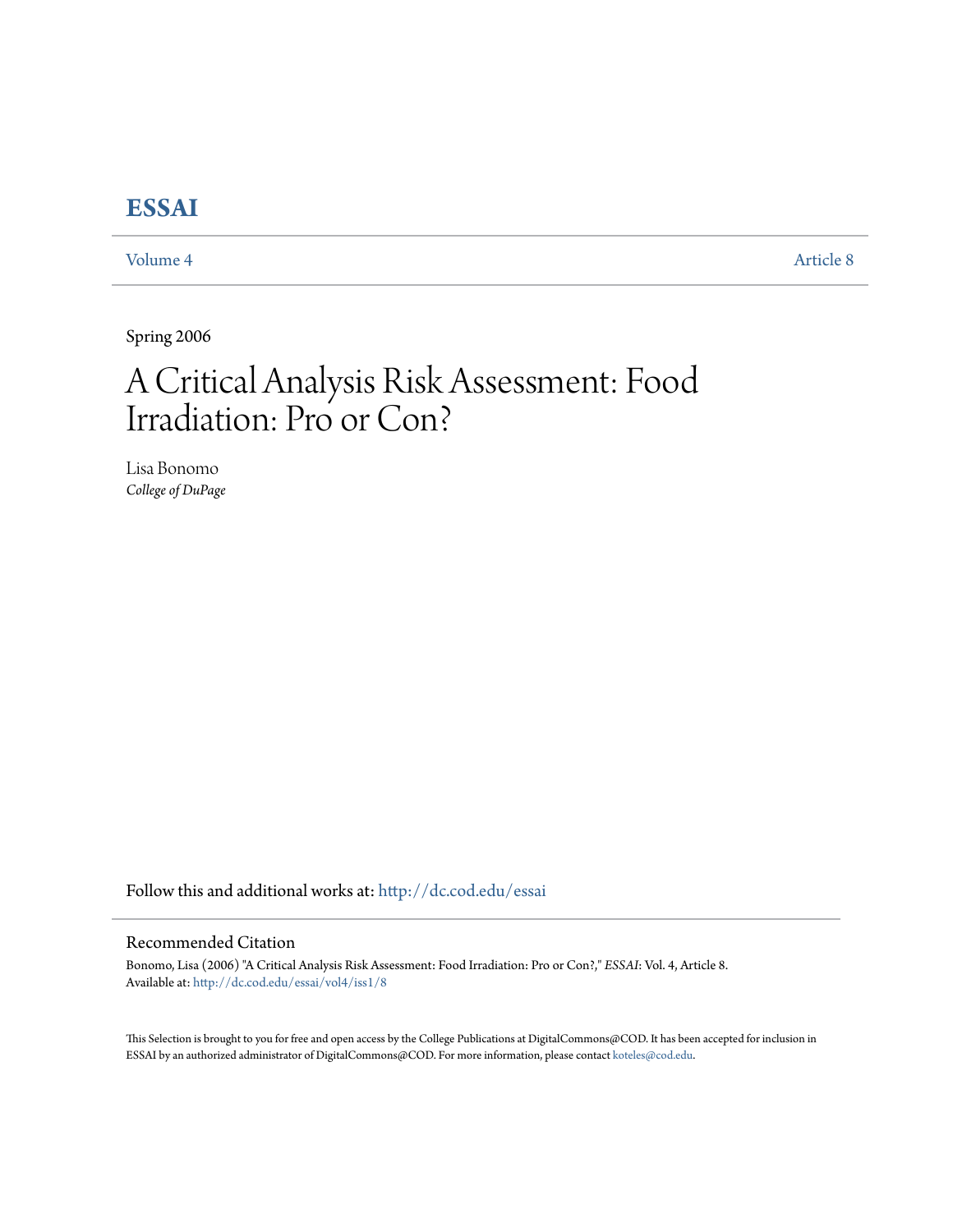# ESSAI

Volume 4 Article 8

Spring 2006

# A Critical Analysis Risk Assessment: Food Irradiation: Pro or Con?

Lisa Bonomo
*College of DuPage*

Follow this and additional works at: http://dc.cod.edu/essai

## Recommended Citation

Bonomo, Lisa (2006) "A Critical Analysis Risk Assessment: Food Irradiation: Pro or Con?," *ESSAI*: Vol. 4, Article 8.
Available at: http://dc.cod.edu/essai/vol4/iss1/8

This Selection is brought to you for free and open access by the College Publications at DigitalCommons@COD. It has been accepted for inclusion in ESSAI by an authorized administrator of DigitalCommons@COD. For more information, please contact koteles@cod.edu.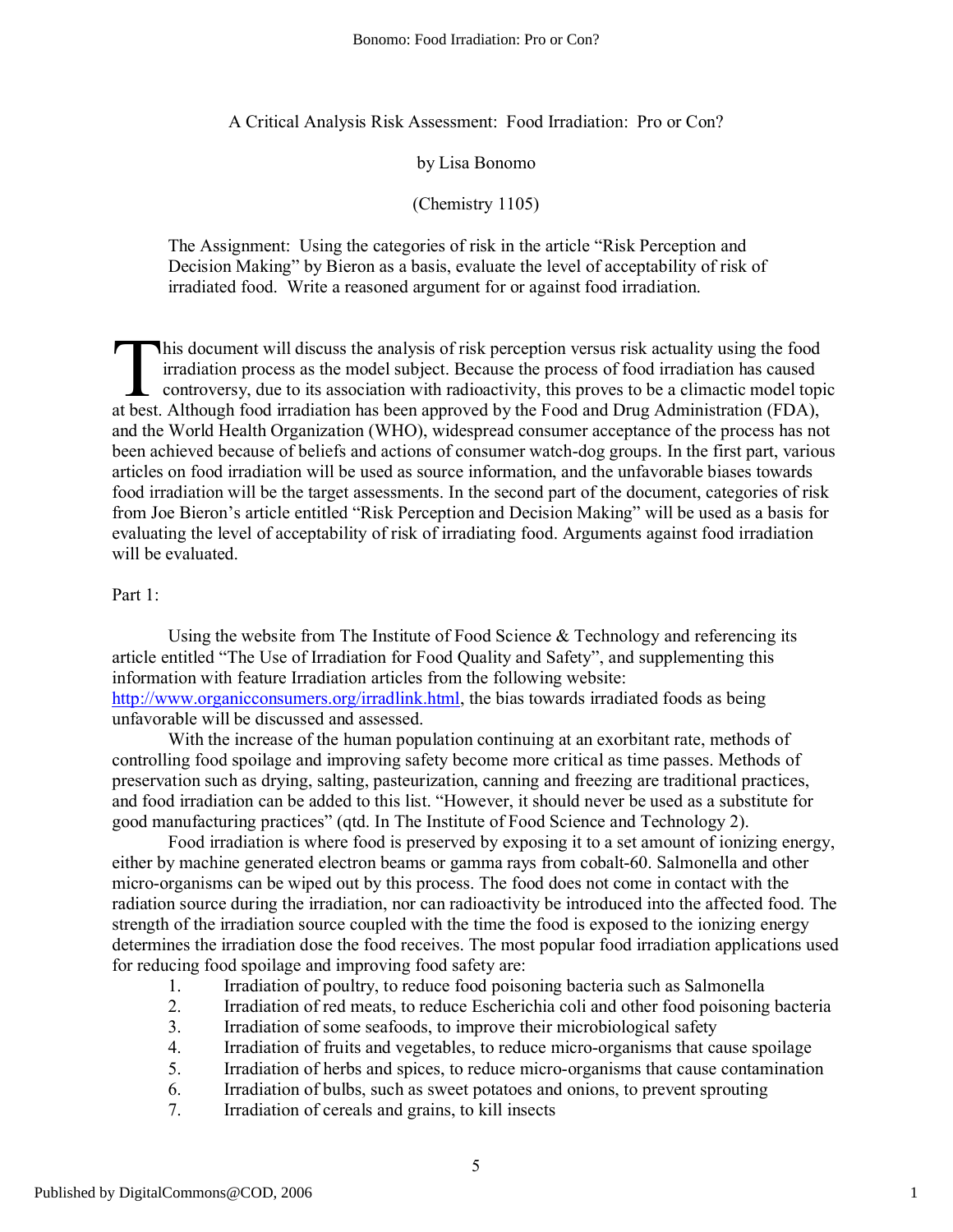A Critical Analysis Risk Assessment: Food Irradiation: Pro or Con?

by Lisa Bonomo

(Chemistry 1105)

> The Assignment: Using the categories of risk in the article "Risk Perception and Decision Making" by Bieron as a basis, evaluate the level of acceptability of risk of irradiated food. Write a reasoned argument for or against food irradiation.

This document will discuss the analysis of risk perception versus risk actuality using the food irradiation process as the model subject. Because the process of food irradiation has caused controversy, due to its association with radioactivity, this proves to be a climactic model topic at best. Although food irradiation has been approved by the Food and Drug Administration (FDA), and the World Health Organization (WHO), widespread consumer acceptance of the process has not been achieved because of beliefs and actions of consumer watch-dog groups. In the first part, various articles on food irradiation will be used as source information, and the unfavorable biases towards food irradiation will be the target assessments. In the second part of the document, categories of risk from Joe Bieron's article entitled "Risk Perception and Decision Making" will be used as a basis for evaluating the level of acceptability of risk of irradiating food. Arguments against food irradiation will be evaluated.

Part 1:

Using the website from The Institute of Food Science & Technology and referencing its article entitled "The Use of Irradiation for Food Quality and Safety", and supplementing this information with feature Irradiation articles from the following website: http://www.organicconsumers.org/irradlink.html, the bias towards irradiated foods as being unfavorable will be discussed and assessed.

With the increase of the human population continuing at an exorbitant rate, methods of controlling food spoilage and improving safety become more critical as time passes. Methods of preservation such as drying, salting, pasteurization, canning and freezing are traditional practices, and food irradiation can be added to this list. "However, it should never be used as a substitute for good manufacturing practices" (qtd. In The Institute of Food Science and Technology 2).

Food irradiation is where food is preserved by exposing it to a set amount of ionizing energy, either by machine generated electron beams or gamma rays from cobalt-60. Salmonella and other micro-organisms can be wiped out by this process. The food does not come in contact with the radiation source during the irradiation, nor can radioactivity be introduced into the affected food. The strength of the irradiation source coupled with the time the food is exposed to the ionizing energy determines the irradiation dose the food receives. The most popular food irradiation applications used for reducing food spoilage and improving food safety are:

1. Irradiation of poultry, to reduce food poisoning bacteria such as Salmonella
2. Irradiation of red meats, to reduce Escherichia coli and other food poisoning bacteria
3. Irradiation of some seafoods, to improve their microbiological safety
4. Irradiation of fruits and vegetables, to reduce micro-organisms that cause spoilage
5. Irradiation of herbs and spices, to reduce micro-organisms that cause contamination
6. Irradiation of bulbs, such as sweet potatoes and onions, to prevent sprouting
7. Irradiation of cereals and grains, to kill insects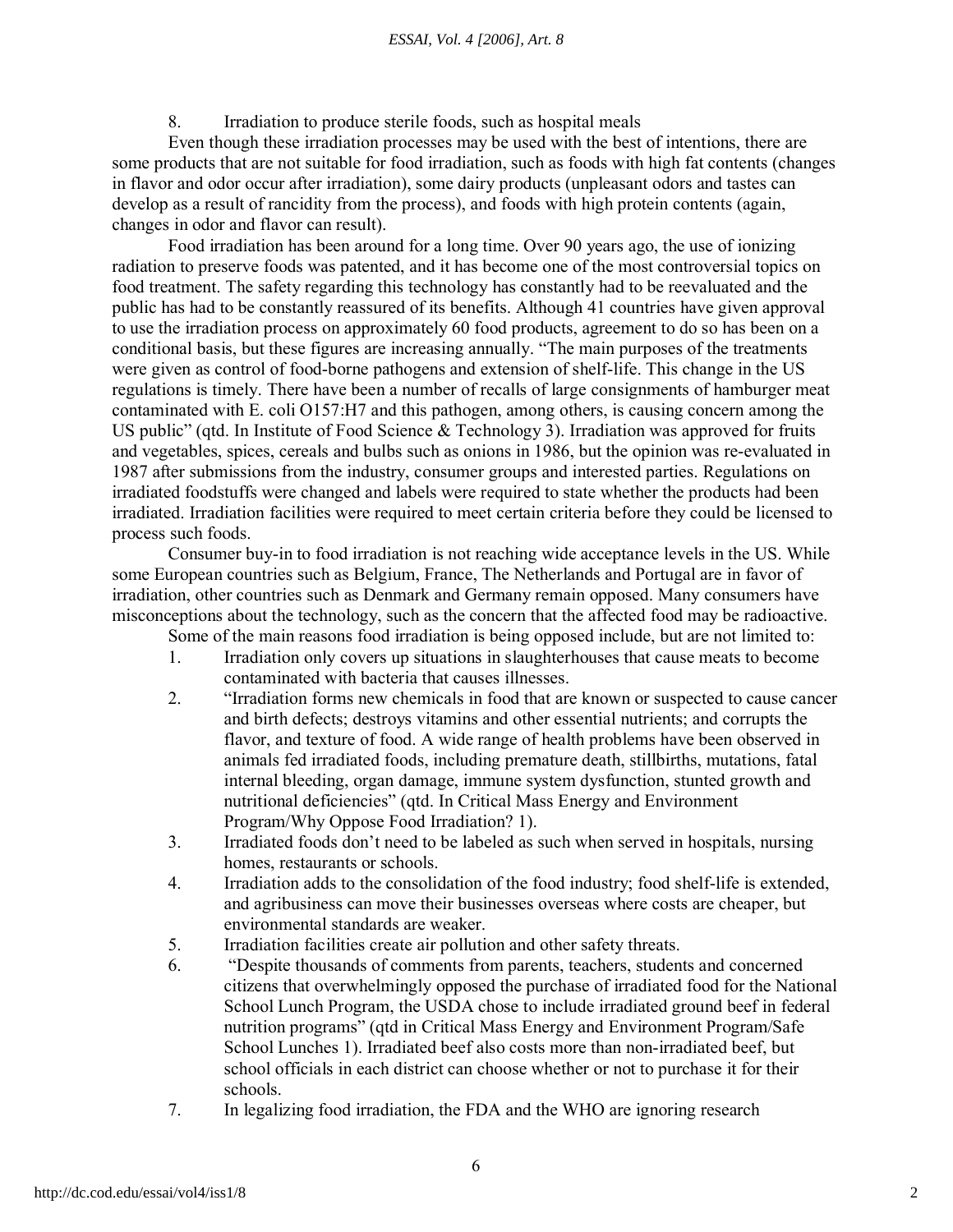8. Irradiation to produce sterile foods, such as hospital meals

Even though these irradiation processes may be used with the best of intentions, there are some products that are not suitable for food irradiation, such as foods with high fat contents (changes in flavor and odor occur after irradiation), some dairy products (unpleasant odors and tastes can develop as a result of rancidity from the process), and foods with high protein contents (again, changes in odor and flavor can result).

Food irradiation has been around for a long time. Over 90 years ago, the use of ionizing radiation to preserve foods was patented, and it has become one of the most controversial topics on food treatment. The safety regarding this technology has constantly had to be reevaluated and the public has had to be constantly reassured of its benefits. Although 41 countries have given approval to use the irradiation process on approximately 60 food products, agreement to do so has been on a conditional basis, but these figures are increasing annually. "The main purposes of the treatments were given as control of food-borne pathogens and extension of shelf-life. This change in the US regulations is timely. There have been a number of recalls of large consignments of hamburger meat contaminated with E. coli O157:H7 and this pathogen, among others, is causing concern among the US public" (qtd. In Institute of Food Science & Technology 3). Irradiation was approved for fruits and vegetables, spices, cereals and bulbs such as onions in 1986, but the opinion was re-evaluated in 1987 after submissions from the industry, consumer groups and interested parties. Regulations on irradiated foodstuffs were changed and labels were required to state whether the products had been irradiated. Irradiation facilities were required to meet certain criteria before they could be licensed to process such foods.

Consumer buy-in to food irradiation is not reaching wide acceptance levels in the US. While some European countries such as Belgium, France, The Netherlands and Portugal are in favor of irradiation, other countries such as Denmark and Germany remain opposed. Many consumers have misconceptions about the technology, such as the concern that the affected food may be radioactive.

Some of the main reasons food irradiation is being opposed include, but are not limited to:

1. Irradiation only covers up situations in slaughterhouses that cause meats to become contaminated with bacteria that causes illnesses.
2. "Irradiation forms new chemicals in food that are known or suspected to cause cancer and birth defects; destroys vitamins and other essential nutrients; and corrupts the flavor, and texture of food. A wide range of health problems have been observed in animals fed irradiated foods, including premature death, stillbirths, mutations, fatal internal bleeding, organ damage, immune system dysfunction, stunted growth and nutritional deficiencies" (qtd. In Critical Mass Energy and Environment Program/Why Oppose Food Irradiation? 1).
3. Irradiated foods don't need to be labeled as such when served in hospitals, nursing homes, restaurants or schools.
4. Irradiation adds to the consolidation of the food industry; food shelf-life is extended, and agribusiness can move their businesses overseas where costs are cheaper, but environmental standards are weaker.
5. Irradiation facilities create air pollution and other safety threats.
6. "Despite thousands of comments from parents, teachers, students and concerned citizens that overwhelmingly opposed the purchase of irradiated food for the National School Lunch Program, the USDA chose to include irradiated ground beef in federal nutrition programs" (qtd in Critical Mass Energy and Environment Program/Safe School Lunches 1). Irradiated beef also costs more than non-irradiated beef, but school officials in each district can choose whether or not to purchase it for their schools.
7. In legalizing food irradiation, the FDA and the WHO are ignoring research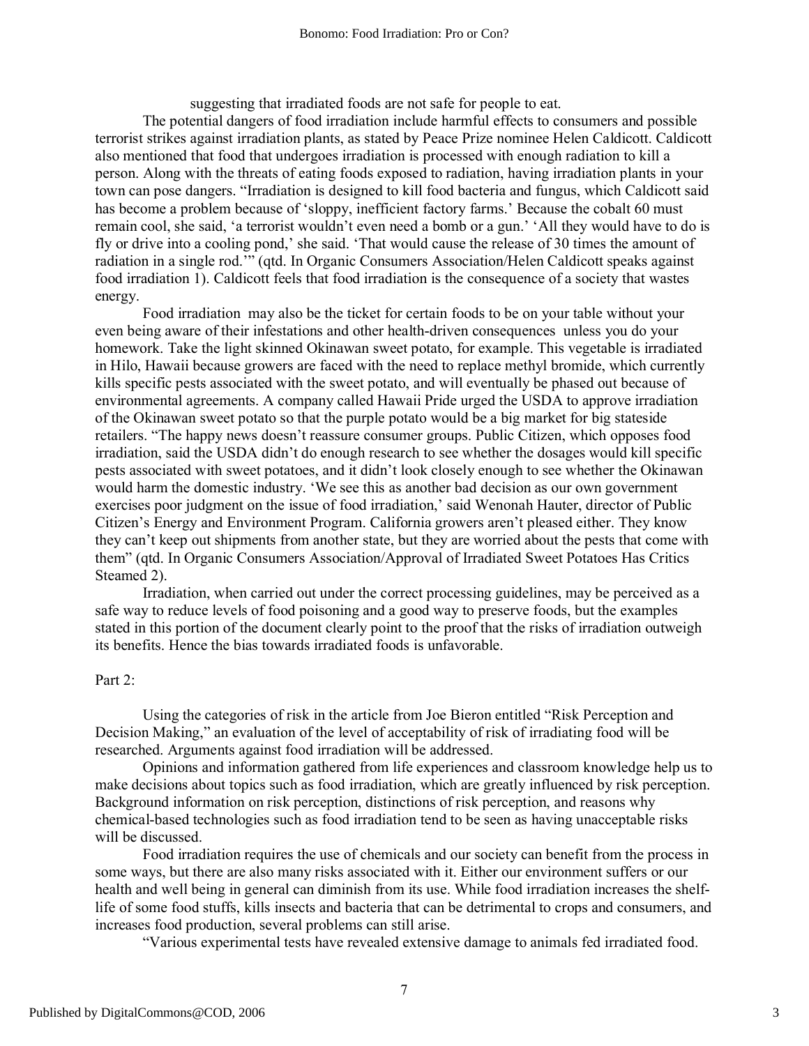suggesting that irradiated foods are not safe for people to eat.

The potential dangers of food irradiation include harmful effects to consumers and possible terrorist strikes against irradiation plants, as stated by Peace Prize nominee Helen Caldicott. Caldicott also mentioned that food that undergoes irradiation is processed with enough radiation to kill a person. Along with the threats of eating foods exposed to radiation, having irradiation plants in your town can pose dangers. "Irradiation is designed to kill food bacteria and fungus, which Caldicott said has become a problem because of 'sloppy, inefficient factory farms.' Because the cobalt 60 must remain cool, she said, 'a terrorist wouldn't even need a bomb or a gun.' 'All they would have to do is fly or drive into a cooling pond,' she said. 'That would cause the release of 30 times the amount of radiation in a single rod.'" (qtd. In Organic Consumers Association/Helen Caldicott speaks against food irradiation 1). Caldicott feels that food irradiation is the consequence of a society that wastes energy.

Food irradiation may also be the ticket for certain foods to be on your table without your even being aware of their infestations and other health-driven consequences unless you do your homework. Take the light skinned Okinawan sweet potato, for example. This vegetable is irradiated in Hilo, Hawaii because growers are faced with the need to replace methyl bromide, which currently kills specific pests associated with the sweet potato, and will eventually be phased out because of environmental agreements. A company called Hawaii Pride urged the USDA to approve irradiation of the Okinawan sweet potato so that the purple potato would be a big market for big stateside retailers. "The happy news doesn't reassure consumer groups. Public Citizen, which opposes food irradiation, said the USDA didn't do enough research to see whether the dosages would kill specific pests associated with sweet potatoes, and it didn't look closely enough to see whether the Okinawan would harm the domestic industry. 'We see this as another bad decision as our own government exercises poor judgment on the issue of food irradiation,' said Wenonah Hauter, director of Public Citizen's Energy and Environment Program. California growers aren't pleased either. They know they can't keep out shipments from another state, but they are worried about the pests that come with them" (qtd. In Organic Consumers Association/Approval of Irradiated Sweet Potatoes Has Critics Steamed 2).

Irradiation, when carried out under the correct processing guidelines, may be perceived as a safe way to reduce levels of food poisoning and a good way to preserve foods, but the examples stated in this portion of the document clearly point to the proof that the risks of irradiation outweigh its benefits. Hence the bias towards irradiated foods is unfavorable.

Part 2:

Using the categories of risk in the article from Joe Bieron entitled "Risk Perception and Decision Making," an evaluation of the level of acceptability of risk of irradiating food will be researched. Arguments against food irradiation will be addressed.

Opinions and information gathered from life experiences and classroom knowledge help us to make decisions about topics such as food irradiation, which are greatly influenced by risk perception. Background information on risk perception, distinctions of risk perception, and reasons why chemical-based technologies such as food irradiation tend to be seen as having unacceptable risks will be discussed.

Food irradiation requires the use of chemicals and our society can benefit from the process in some ways, but there are also many risks associated with it. Either our environment suffers or our health and well being in general can diminish from its use. While food irradiation increases the shelf-life of some food stuffs, kills insects and bacteria that can be detrimental to crops and consumers, and increases food production, several problems can still arise.

"Various experimental tests have revealed extensive damage to animals fed irradiated food.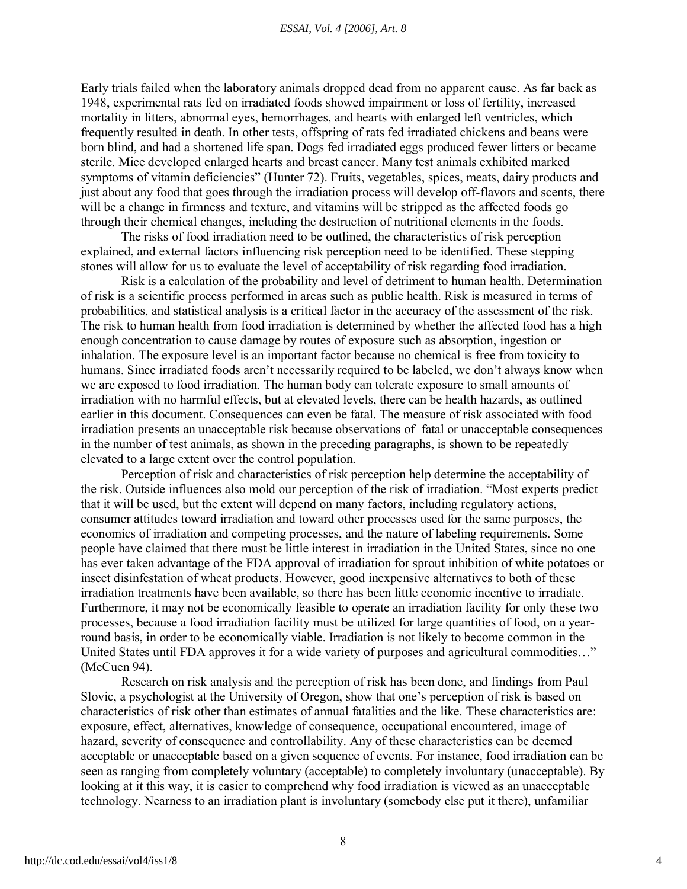Early trials failed when the laboratory animals dropped dead from no apparent cause. As far back as 1948, experimental rats fed on irradiated foods showed impairment or loss of fertility, increased mortality in litters, abnormal eyes, hemorrhages, and hearts with enlarged left ventricles, which frequently resulted in death. In other tests, offspring of rats fed irradiated chickens and beans were born blind, and had a shortened life span. Dogs fed irradiated eggs produced fewer litters or became sterile. Mice developed enlarged hearts and breast cancer. Many test animals exhibited marked symptoms of vitamin deficiencies" (Hunter 72). Fruits, vegetables, spices, meats, dairy products and just about any food that goes through the irradiation process will develop off-flavors and scents, there will be a change in firmness and texture, and vitamins will be stripped as the affected foods go through their chemical changes, including the destruction of nutritional elements in the foods.

The risks of food irradiation need to be outlined, the characteristics of risk perception explained, and external factors influencing risk perception need to be identified. These stepping stones will allow for us to evaluate the level of acceptability of risk regarding food irradiation.

Risk is a calculation of the probability and level of detriment to human health. Determination of risk is a scientific process performed in areas such as public health. Risk is measured in terms of probabilities, and statistical analysis is a critical factor in the accuracy of the assessment of the risk. The risk to human health from food irradiation is determined by whether the affected food has a high enough concentration to cause damage by routes of exposure such as absorption, ingestion or inhalation. The exposure level is an important factor because no chemical is free from toxicity to humans. Since irradiated foods aren't necessarily required to be labeled, we don't always know when we are exposed to food irradiation. The human body can tolerate exposure to small amounts of irradiation with no harmful effects, but at elevated levels, there can be health hazards, as outlined earlier in this document. Consequences can even be fatal. The measure of risk associated with food irradiation presents an unacceptable risk because observations of fatal or unacceptable consequences in the number of test animals, as shown in the preceding paragraphs, is shown to be repeatedly elevated to a large extent over the control population.

Perception of risk and characteristics of risk perception help determine the acceptability of the risk. Outside influences also mold our perception of the risk of irradiation. "Most experts predict that it will be used, but the extent will depend on many factors, including regulatory actions, consumer attitudes toward irradiation and toward other processes used for the same purposes, the economics of irradiation and competing processes, and the nature of labeling requirements. Some people have claimed that there must be little interest in irradiation in the United States, since no one has ever taken advantage of the FDA approval of irradiation for sprout inhibition of white potatoes or insect disinfestation of wheat products. However, good inexpensive alternatives to both of these irradiation treatments have been available, so there has been little economic incentive to irradiate. Furthermore, it may not be economically feasible to operate an irradiation facility for only these two processes, because a food irradiation facility must be utilized for large quantities of food, on a year-round basis, in order to be economically viable. Irradiation is not likely to become common in the United States until FDA approves it for a wide variety of purposes and agricultural commodities…" (McCuen 94).

Research on risk analysis and the perception of risk has been done, and findings from Paul Slovic, a psychologist at the University of Oregon, show that one's perception of risk is based on characteristics of risk other than estimates of annual fatalities and the like. These characteristics are: exposure, effect, alternatives, knowledge of consequence, occupational encountered, image of hazard, severity of consequence and controllability. Any of these characteristics can be deemed acceptable or unacceptable based on a given sequence of events. For instance, food irradiation can be seen as ranging from completely voluntary (acceptable) to completely involuntary (unacceptable). By looking at it this way, it is easier to comprehend why food irradiation is viewed as an unacceptable technology. Nearness to an irradiation plant is involuntary (somebody else put it there), unfamiliar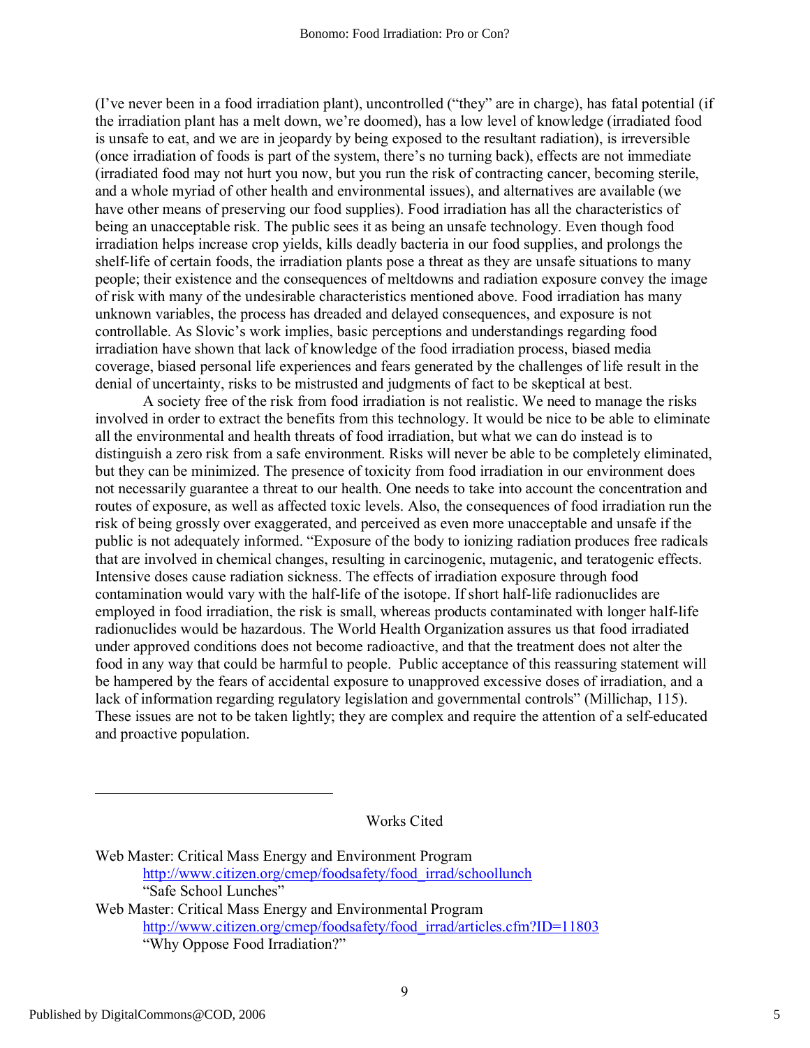(I've never been in a food irradiation plant), uncontrolled ("they" are in charge), has fatal potential (if the irradiation plant has a melt down, we're doomed), has a low level of knowledge (irradiated food is unsafe to eat, and we are in jeopardy by being exposed to the resultant radiation), is irreversible (once irradiation of foods is part of the system, there's no turning back), effects are not immediate (irradiated food may not hurt you now, but you run the risk of contracting cancer, becoming sterile, and a whole myriad of other health and environmental issues), and alternatives are available (we have other means of preserving our food supplies). Food irradiation has all the characteristics of being an unacceptable risk. The public sees it as being an unsafe technology. Even though food irradiation helps increase crop yields, kills deadly bacteria in our food supplies, and prolongs the shelf-life of certain foods, the irradiation plants pose a threat as they are unsafe situations to many people; their existence and the consequences of meltdowns and radiation exposure convey the image of risk with many of the undesirable characteristics mentioned above. Food irradiation has many unknown variables, the process has dreaded and delayed consequences, and exposure is not controllable. As Slovic's work implies, basic perceptions and understandings regarding food irradiation have shown that lack of knowledge of the food irradiation process, biased media coverage, biased personal life experiences and fears generated by the challenges of life result in the denial of uncertainty, risks to be mistrusted and judgments of fact to be skeptical at best.

A society free of the risk from food irradiation is not realistic. We need to manage the risks involved in order to extract the benefits from this technology. It would be nice to be able to eliminate all the environmental and health threats of food irradiation, but what we can do instead is to distinguish a zero risk from a safe environment. Risks will never be able to be completely eliminated, but they can be minimized. The presence of toxicity from food irradiation in our environment does not necessarily guarantee a threat to our health. One needs to take into account the concentration and routes of exposure, as well as affected toxic levels. Also, the consequences of food irradiation run the risk of being grossly over exaggerated, and perceived as even more unacceptable and unsafe if the public is not adequately informed. "Exposure of the body to ionizing radiation produces free radicals that are involved in chemical changes, resulting in carcinogenic, mutagenic, and teratogenic effects. Intensive doses cause radiation sickness. The effects of irradiation exposure through food contamination would vary with the half-life of the isotope. If short half-life radionuclides are employed in food irradiation, the risk is small, whereas products contaminated with longer half-life radionuclides would be hazardous. The World Health Organization assures us that food irradiated under approved conditions does not become radioactive, and that the treatment does not alter the food in any way that could be harmful to people. Public acceptance of this reassuring statement will be hampered by the fears of accidental exposure to unapproved excessive doses of irradiation, and a lack of information regarding regulatory legislation and governmental controls" (Millichap, 115). These issues are not to be taken lightly; they are complex and require the attention of a self-educated and proactive population.

---

## Works Cited

Web Master: Critical Mass Energy and Environment Program
    http://www.citizen.org/cmep/foodsafety/food_irrad/schoollunch
    "Safe School Lunches"

Web Master: Critical Mass Energy and Environmental Program
    http://www.citizen.org/cmep/foodsafety/food_irrad/articles.cfm?ID=11803
    "Why Oppose Food Irradiation?"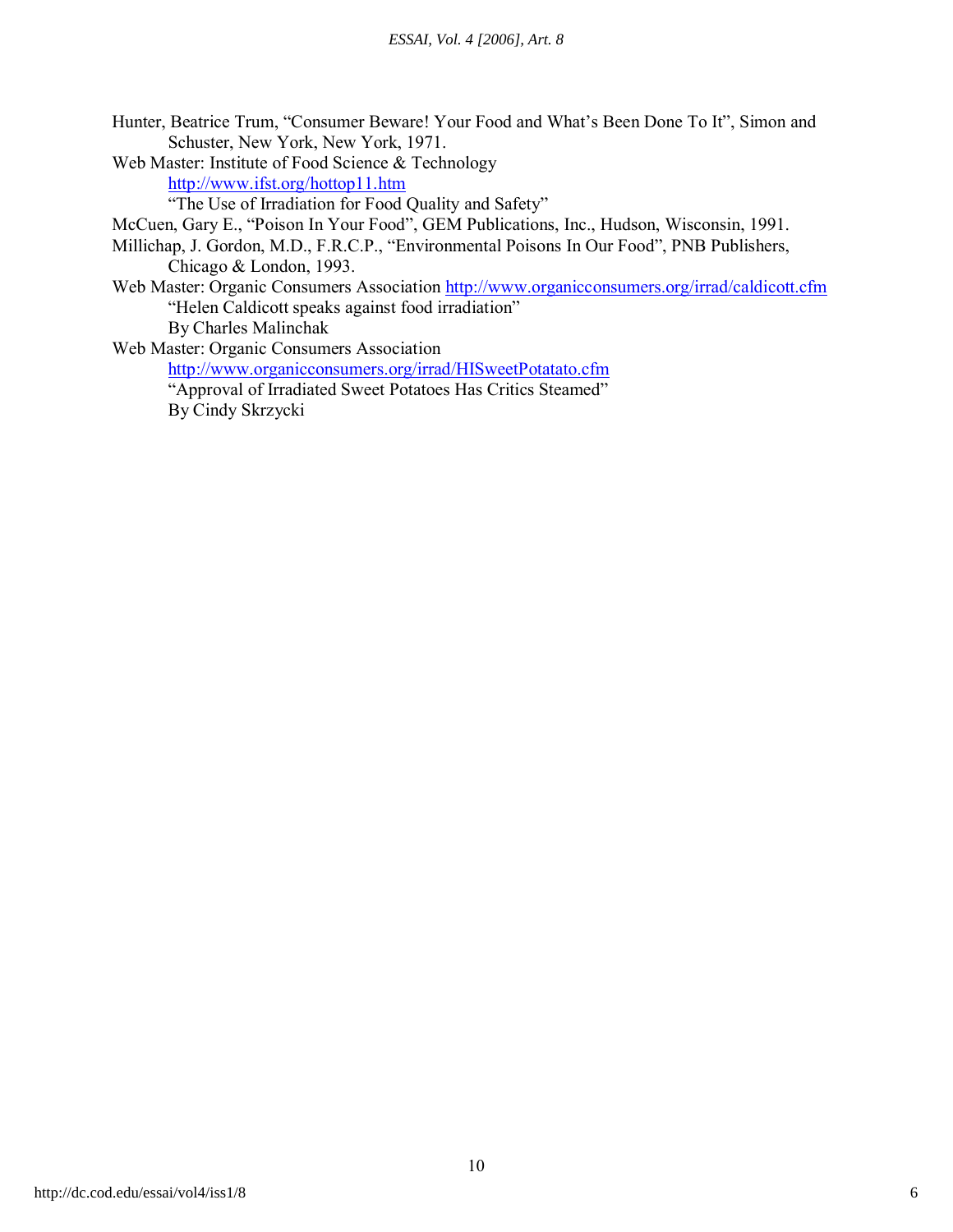Hunter, Beatrice Trum, "Consumer Beware! Your Food and What's Been Done To It", Simon and Schuster, New York, New York, 1971.

Web Master: Institute of Food Science & Technology
http://www.ifst.org/hottop11.htm
"The Use of Irradiation for Food Quality and Safety"

McCuen, Gary E., "Poison In Your Food", GEM Publications, Inc., Hudson, Wisconsin, 1991.

Millichap, J. Gordon, M.D., F.R.C.P., "Environmental Poisons In Our Food", PNB Publishers, Chicago & London, 1993.

Web Master: Organic Consumers Association http://www.organicconsumers.org/irrad/caldicott.cfm
"Helen Caldicott speaks against food irradiation"
By Charles Malinchak

Web Master: Organic Consumers Association
http://www.organicconsumers.org/irrad/HISweetPotatato.cfm
"Approval of Irradiated Sweet Potatoes Has Critics Steamed"
By Cindy Skrzycki